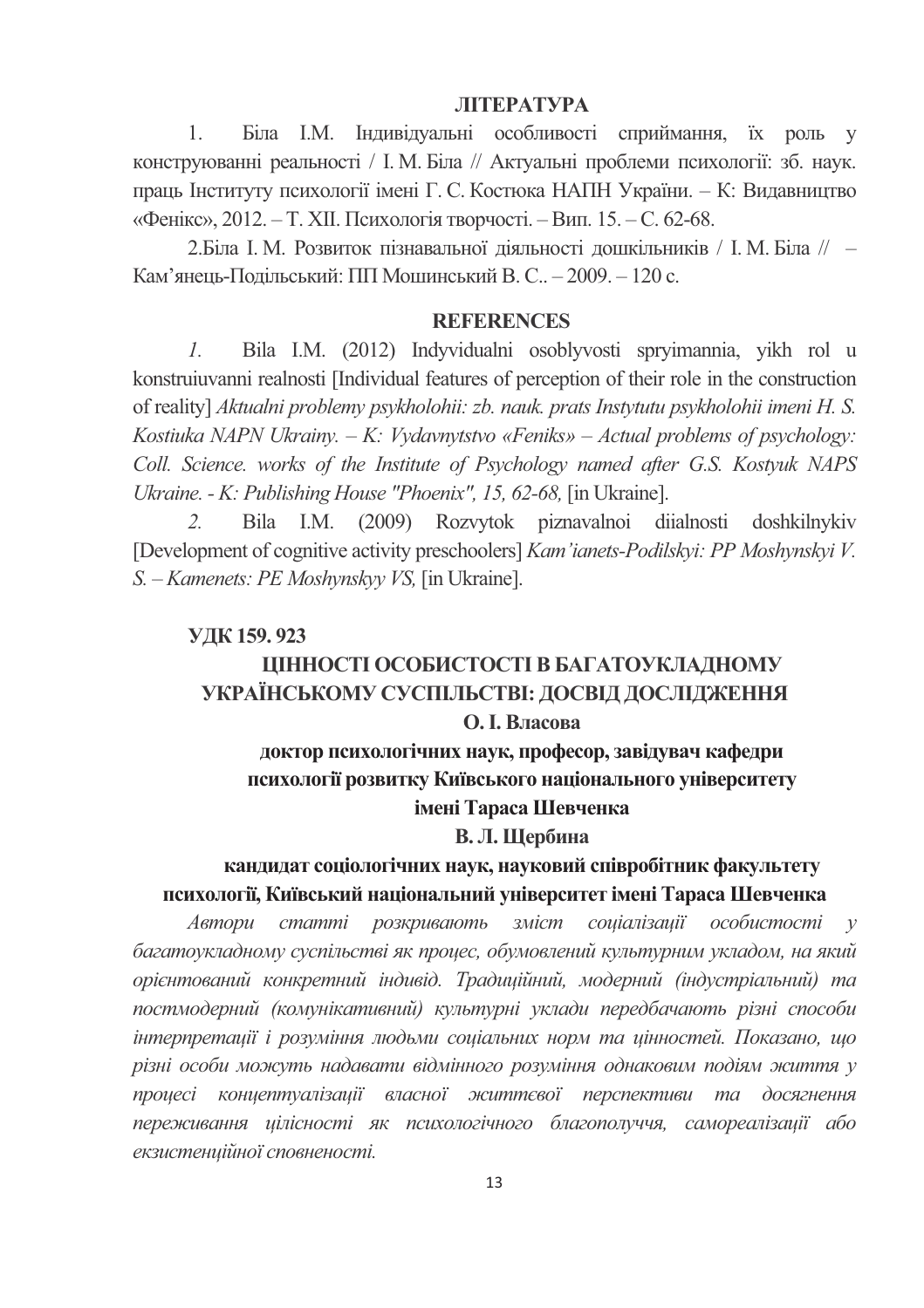**ЛІТЕРАТУРА**

1. Біла І.М. Індивідуальні особливості сприймання, їх роль у конструюванні реальності / І. М. Біла // Актуальні проблеми психології: зб. наук. праць Інституту психології імені Г. С. Костюка НАПН України. – К: Видавництво «Фенікс», 2012. – Т. XII. Психологія творчості. – Вип. 15. – С. 62-68.

2.Біла І. М. Розвиток пізнавальної діяльності дошкільників / І. М. Біла // – Кам'янець-Подільський: ПП Мошинський В. С.. – 2009. – 120 с.

**REFERENCES**

*1.* Bila I.M. (2012) Indyvidualni osoblyvosti spryimannia, yikh rol u konstruiuvanni realnosti [Individual features of perception of their role in the construction of reality] *Aktualni problemy psykholohii: zb. nauk. prats Instytutu psykholohii imeni H. S. Kostiuka NAPN Ukrainy. – K: Vydavnytstvo «Feniks» – Actual problems of psychology: Coll. Science. works of the Institute of Psychology named after G.S. Kostyuk NAPS Ukraine. - K: Publishing House "Phoenix", 15, 62-68,* [in Ukraine].

*2.* Bila I.M. (2009) Rozvytok piznavalnoi diialnosti doshkilnykiv [Development of cognitive activity preschoolers] *Kam'ianets-Podilskyi: PP Moshynskyi V. S. – Kamenets: PE Moshynskyy VS,* [in Ukraine].

**УДК 159. 923**

# ЦІННОСТІ ОСОБИСТОСТІ В БАГАТОУКЛАДНОМУ УКРАЇНСЬКОМУ СУСПІЛЬСТВІ: ДОСВІД ДОСЛІДЖЕННЯ

**О. І. Власова**

**доктор психологічних наук, професор, завідувач кафедри психології розвитку Київського національного університету імені Тараса Шевченка**

**В. Л. Щербина**

**кандидат соціологічних наук, науковий співробітник факультету психології, Київський національний університет імені Тараса Шевченка**

*Автори статті розкривають зміст соціалізації особистості у багатоукладному суспільстві як процес, обумовлений культурним укладом, на який орієнтований конкретний індивід. Традиційний, модерний (індустріальний) та постмодерний (комунікативний) культурні уклади передбачають різні способи інтерпретації і розуміння людьми соціальних норм та цінностей. Показано, що різні особи можуть надавати відмінного розуміння однаковим подіям життя у процесі концептуалізації власної життєвої перспективи та досягнення переживання цілісності як психологічного благополуччя, самореалізації або екзистенційної сповненості.*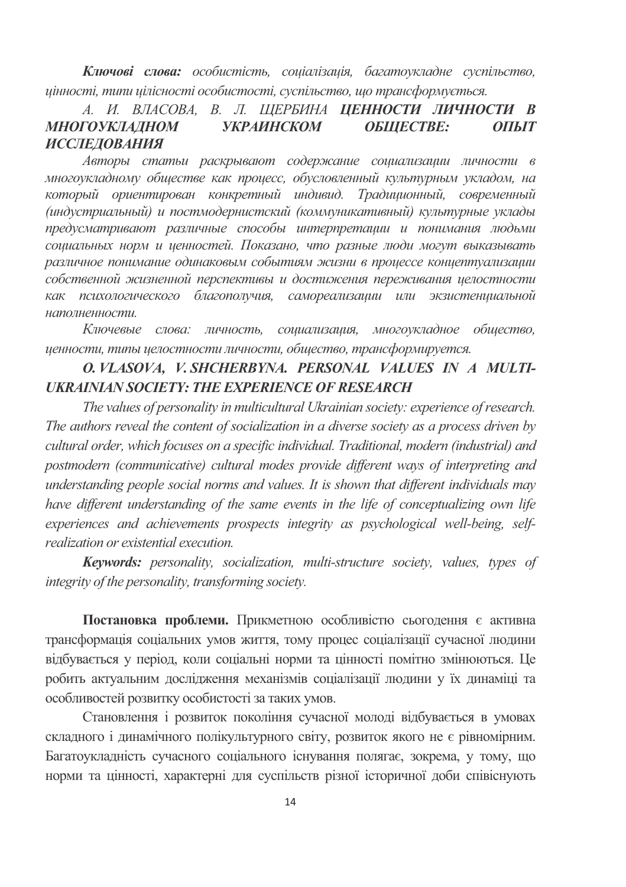*__Ключові слова:__ особистість, соціалізація, багатоукладне суспільство, цінності, типи цілісності особистості, суспільство, що трансформується.*

***А. И. ВЛАСОВА, В. Л. ЩЕРБИНА ЦЕННОСТИ ЛИЧНОСТИ В МНОГОУКЛАДНОМ УКРАИНСКОМ ОБЩЕСТВЕ: ОПЫТ ИССЛЕДОВАНИЯ***

*Авторы статьи раскрывают содержание социализации личности в многоукладному обществе как процесс, обусловленный культурным укладом, на который ориентирован конкретный индивид. Традиционный, современный (индустриальный) и постмодернистский (коммуникативный) культурные уклады предусматривают различные способы интерпретации и понимания людьми социальных норм и ценностей. Показано, что разные люди могут высказывать различное понимание одинаковым событиям жизни в процессе концептуализации собственной жизненной перспективы и достижения переживания целостности как психологического благополучия, самореализации или экзистенциальной наполненности.*

*Ключевые слова: личность, социализация, многоукладное общество, ценности, типы целостности личности, общество, трансформируется.*

***O. VLASOVA, V. SHCHERBYNA. PERSONAL VALUES IN A MULTI-UKRAINIAN SOCIETY: THE EXPERIENCE OF RESEARCH***

*The values of personality in multicultural Ukrainian society: experience of research. The authors reveal the content of socialization in a diverse society as a process driven by cultural order, which focuses on a specific individual. Traditional, modern (industrial) and postmodern (communicative) cultural modes provide different ways of interpreting and understanding people social norms and values. It is shown that different individuals may have different understanding of the same events in the life of conceptualizing own life experiences and achievements prospects integrity as psychological well-being, self-realization or existential execution.*

*__Keywords:__ personality, socialization, multi-structure society, values, types of integrity of the personality, transforming society.*

**Постановка проблеми.** Прикметною особливістю сьогодення є активна трансформація соціальних умов життя, тому процес соціалізації сучасної людини відбувається у період, коли соціальні норми та цінності помітно змінюються. Це робить актуальним дослідження механізмів соціалізації людини у їх динаміці та особливостей розвитку особистості за таких умов.

Становлення і розвиток покоління сучасної молоді відбувається в умовах складного і динамічного полікультурного світу, розвиток якого не є рівномірним. Багатоукладність сучасного соціального існування полягає, зокрема, у тому, що норми та цінності, характерні для суспільств різної історичної доби співіснують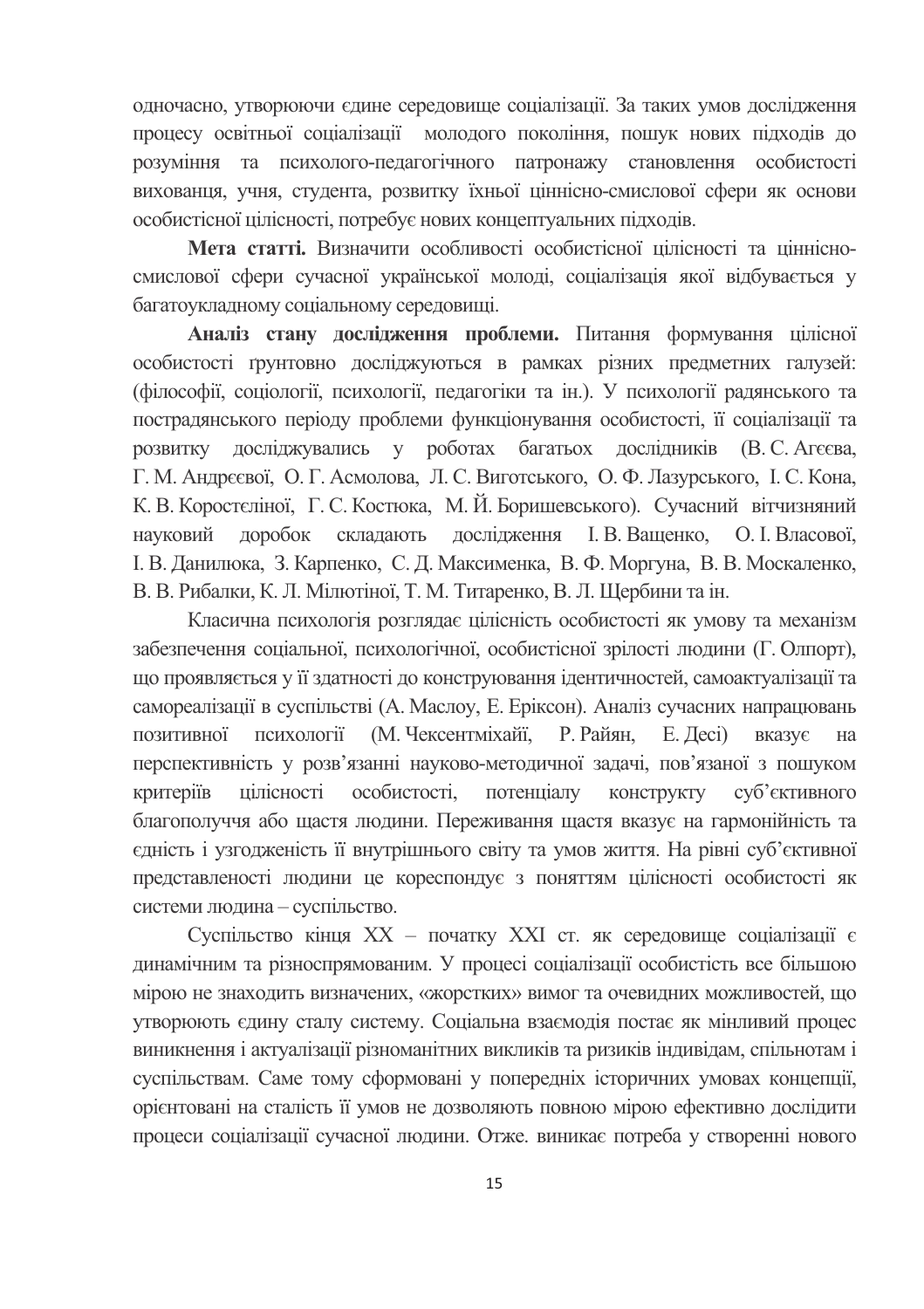одночасно, утворюючи єдине середовище соціалізації. За таких умов дослідження процесу освітньої соціалізації молодого покоління, пошук нових підходів до розуміння та психолого-педагогічного патронажу становлення особистості вихованця, учня, студента, розвитку їхньої ціннісно-смислової сфери як основи особистісної цілісності, потребує нових концептуальних підходів.

**Мета статті.** Визначити особливості особистісної цілісності та ціннісно-смислової сфери сучасної української молоді, соціалізація якої відбувається у багатоукладному соціальному середовищі.

**Аналіз стану дослідження проблеми.** Питання формування цілісної особистості ґрунтовно досліджуються в рамках різних предметних галузей: (філософії, соціології, психології, педагогіки та ін.). У психології радянського та пострадянського періоду проблеми функціонування особистості, її соціалізації та розвитку досліджувались у роботах багатьох дослідників (В. С. Агєєва, Г. М. Андрєєвої, О. Г. Асмолова, Л. С. Виготського, О. Ф. Лазурського, І. С. Кона, К. В. Коростеліної, Г. С. Костюка, М. Й. Боришевського). Сучасний вітчизняний науковий доробок складають дослідження І. В. Ващенко, О. І. Власової, І. В. Данилюка, З. Карпенко, С. Д. Максименка, В. Ф. Моргуна, В. В. Москаленко, В. В. Рибалки, К. Л. Мілютіної, Т. М. Титаренко, В. Л. Щербини та ін.

Класична психологія розглядає цілісність особистості як умову та механізм забезпечення соціальної, психологічної, особистісної зрілості людини (Г. Олпорт), що проявляється у її здатності до конструювання ідентичностей, самоактуалізації та самореалізації в суспільстві (А. Маслоу, Е. Еріксон). Аналіз сучасних напрацювань позитивної психології (М. Чексентміхайї, Р. Райян, Е. Десі) вказує на перспективність у розв'язанні науково-методичної задачі, пов'язаної з пошуком критеріїв цілісності особистості, потенціалу конструкту суб'єктивного благополуччя або щастя людини. Переживання щастя вказує на гармонійність та єдність і узгодженість її внутрішнього світу та умов життя. На рівні суб'єктивної представленості людини це кореспондує з поняттям цілісності особистості як системи людина – суспільство.

Суспільство кінця XX – початку XXI ст. як середовище соціалізації є динамічним та різноспрямованим. У процесі соціалізації особистість все більшою мірою не знаходить визначених, «жорстких» вимог та очевидних можливостей, що утворюють єдину сталу систему. Соціальна взаємодія постає як мінливий процес виникнення і актуалізації різноманітних викликів та ризиків індивідам, спільнотам і суспільствам. Саме тому сформовані у попередніх історичних умовах концепції, орієнтовані на сталість її умов не дозволяють повною мірою ефективно дослідити процеси соціалізації сучасної людини. Отже. виникає потреба у створенні нового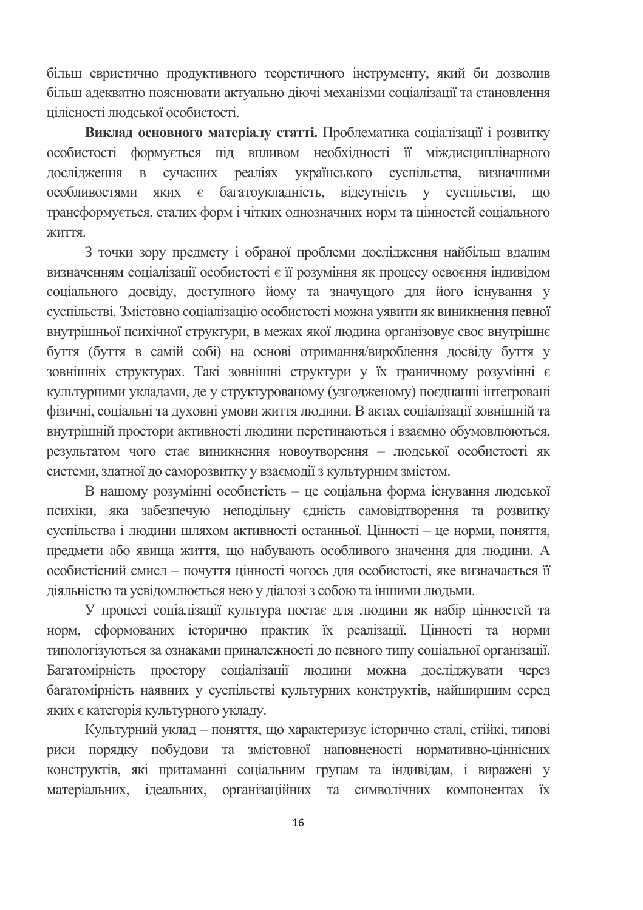більш евристично продуктивного теоретичного інструменту, який би дозволив більш адекватно пояснювати актуально діючі механізми соціалізації та становлення цілісності людської особистості.

**Виклад основного матеріалу статті.** Проблематика соціалізації і розвитку особистості формується під впливом необхідності її міждисциплінарного дослідження в сучасних реаліях українського суспільства, визначними особливостями яких є багатоукладність, відсутність у суспільстві, що трансформується, сталих форм і чітких однозначних норм та цінностей соціального життя.

З точки зору предмету і обраної проблеми дослідження найбільш вдалим визначенням соціалізації особистості є її розуміння як процесу освоєння індивідом соціального досвіду, доступного йому та значущого для його існування у суспільстві. Змістовно соціалізацію особистості можна уявити як виникнення певної внутрішньої психічної структури, в межах якої людина організовує своє внутрішнє буття (буття в самій собі) на основі отримання/вироблення досвіду буття у зовнішніх структурах. Такі зовнішні структури у їх граничному розумінні є культурними укладами, де у структурованому (узгодженому) поєднанні інтегровані фізичні, соціальні та духовні умови життя людини. В актах соціалізації зовнішній та внутрішній простори активності людини перетинаються і взаємно обумовлюються, результатом чого стає виникнення новоутворення – людської особистості як системи, здатної до саморозвитку у взаємодії з культурним змістом.

В нашому розумінні особистість – це соціальна форма існування людської психіки, яка забезпечую неподільну єдність самовідтворення та розвитку суспільства і людини шляхом активності останньої. Цінності – це норми, поняття, предмети або явища життя, що набувають особливого значення для людини. А особистісний смисл – почуття цінності чогось для особистості, яке визначається її діяльністю та усвідомлюється нею у діалозі з собою та іншими людьми.

У процесі соціалізації культура постає для людини як набір цінностей та норм, сформованих історично практик їх реалізації. Цінності та норми типологізуються за ознаками приналежності до певного типу соціальної організації. Багатомірність простору соціалізації людини можна досліджувати через багатомірність наявних у суспільстві культурних конструктів, найширшим серед яких є категорія культурного укладу.

Культурний уклад – поняття, що характеризує історично сталі, стійкі, типові риси порядку побудови та змістовної наповненості нормативно-ціннісних конструктів, які притаманні соціальним групам та індивідам, і виражені у матеріальних, ідеальних, організаційних та символічних компонентах їх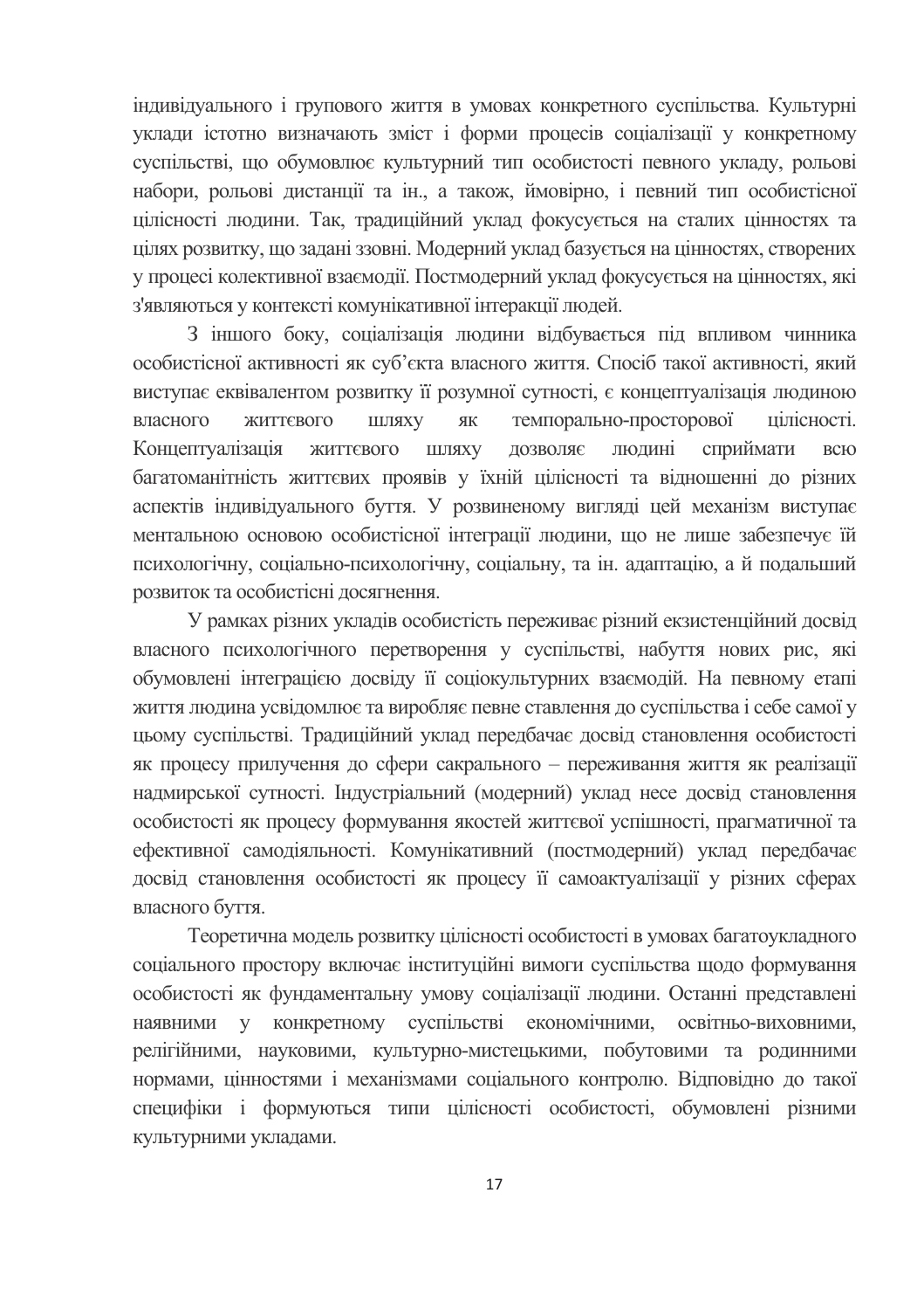індивідуального і групового життя в умовах конкретного суспільства. Культурні уклади істотно визначають зміст і форми процесів соціалізації у конкретному суспільстві, що обумовлює культурний тип особистості певного укладу, рольові набори, рольові дистанції та ін., а також, ймовірно, і певний тип особистісної цілісності людини. Так, традиційний уклад фокусується на сталих цінностях та цілях розвитку, що задані ззовні. Модерний уклад базується на цінностях, створених у процесі колективної взаємодії. Постмодерний уклад фокусується на цінностях, які з'являються у контексті комунікативної інтеракції людей.

З іншого боку, соціалізація людини відбувається під впливом чинника особистісної активності як суб'єкта власного життя. Спосіб такої активності, який виступає еквівалентом розвитку її розумної сутності, є концептуалізація людиною власного життєвого шляху як темпорально-просторової цілісності. Концептуалізація життєвого шляху дозволяє людині сприймати всю багатоманітність життєвих проявів у їхній цілісності та відношенні до різних аспектів індивідуального буття. У розвиненому вигляді цей механізм виступає ментальною основою особистісної інтеграції людини, що не лише забезпечує їй психологічну, соціально-психологічну, соціальну, та ін. адаптацію, а й подальший розвиток та особистісні досягнення.

У рамках різних укладів особистість переживає різний екзистенційний досвід власного психологічного перетворення у суспільстві, набуття нових рис, які обумовлені інтеграцією досвіду її соціокультурних взаємодій. На певному етапі життя людина усвідомлює та виробляє певне ставлення до суспільства і себе самої у цьому суспільстві. Традиційний уклад передбачає досвід становлення особистості як процесу прилучення до сфери сакрального – переживання життя як реалізації надмирської сутності. Індустріальний (модерний) уклад несе досвід становлення особистості як процесу формування якостей життєвої успішності, прагматичної та ефективної самодіяльності. Комунікативний (постмодерний) уклад передбачає досвід становлення особистості як процесу її самоактуалізації у різних сферах власного буття.

Теоретична модель розвитку цілісності особистості в умовах багатоукладного соціального простору включає інституційні вимоги суспільства щодо формування особистості як фундаментальну умову соціалізації людини. Останні представлені наявними у конкретному суспільстві економічними, освітньо-виховними, релігійними, науковими, культурно-мистецькими, побутовими та родинними нормами, цінностями і механізмами соціального контролю. Відповідно до такої специфіки і формуються типи цілісності особистості, обумовлені різними культурними укладами.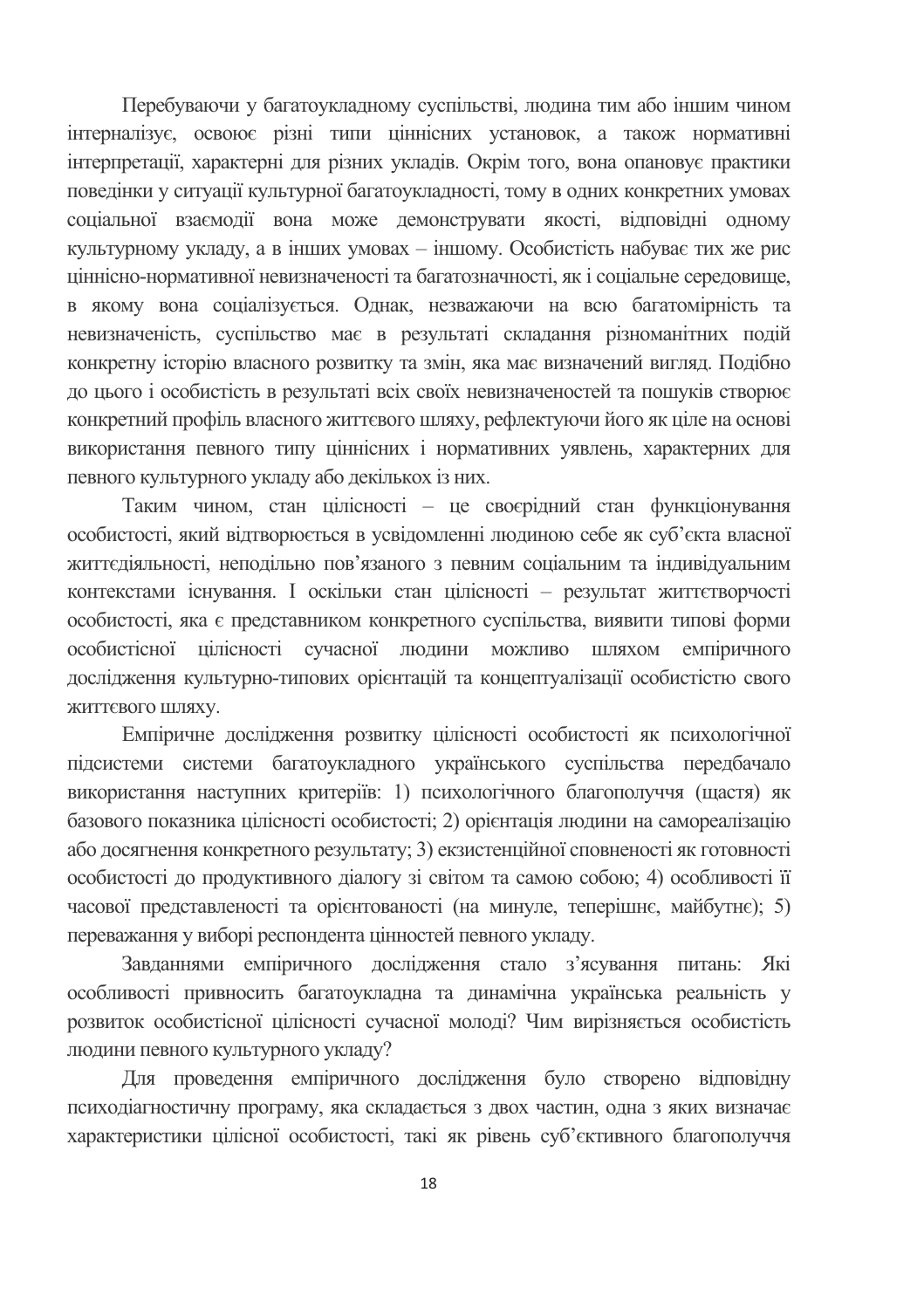Перебуваючи у багатоукладному суспільстві, людина тим або іншим чином інтерналізує, освоює різні типи ціннісних установок, а також нормативні інтерпретації, характерні для різних укладів. Окрім того, вона опановує практики поведінки у ситуації культурної багатоукладності, тому в одних конкретних умовах соціальної взаємодії вона може демонструвати якості, відповідні одному культурному укладу, а в інших умовах – іншому. Особистість набуває тих же рис ціннісно-нормативної невизначеності та багатозначності, як і соціальне середовище, в якому вона соціалізується. Однак, незважаючи на всю багатомірність та невизначеність, суспільство має в результаті складання різноманітних подій конкретну історію власного розвитку та змін, яка має визначений вигляд. Подібно до цього і особистість в результаті всіх своїх невизначеностей та пошуків створює конкретний профіль власного життєвого шляху, рефлектуючи його як ціле на основі використання певного типу ціннісних і нормативних уявлень, характерних для певного культурного укладу або декількох із них.

Таким чином, стан цілісності – це своєрідний стан функціонування особистості, який відтворюється в усвідомленні людиною себе як суб'єкта власної життєдіяльності, неподільно пов'язаного з певним соціальним та індивідуальним контекстами існування. І оскільки стан цілісності – результат життєтворчості особистості, яка є представником конкретного суспільства, виявити типові форми особистісної цілісності сучасної людини можливо шляхом емпіричного дослідження культурно-типових орієнтацій та концептуалізації особистістю свого життєвого шляху.

Емпіричне дослідження розвитку цілісності особистості як психологічної підсистеми системи багатоукладного українського суспільства передбачало використання наступних критеріїв: 1) психологічного благополуччя (щастя) як базового показника цілісності особистості; 2) орієнтація людини на самореалізацію або досягнення конкретного результату; 3) екзистенційної сповненості як готовності особистості до продуктивного діалогу зі світом та самою собою; 4) особливості її часової представленості та орієнтованості (на минуле, теперішнє, майбутнє); 5) переважання у виборі респондента цінностей певного укладу.

Завданнями емпіричного дослідження стало з'ясування питань: Які особливості привносить багатоукладна та динамічна українська реальність у розвиток особистісної цілісності сучасної молоді? Чим вирізняється особистість людини певного культурного укладу?

Для проведення емпіричного дослідження було створено відповідну психодіагностичну програму, яка складається з двох частин, одна з яких визначає характеристики цілісної особистості, такі як рівень суб'єктивного благополуччя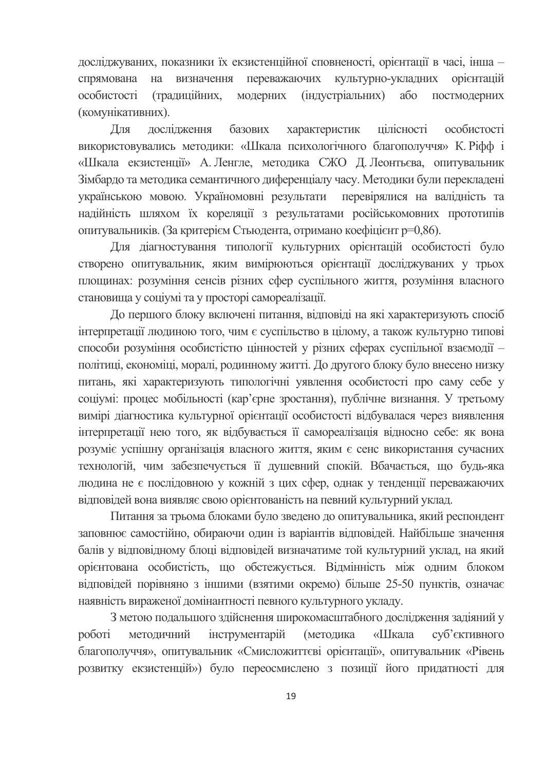досліджуваних, показники їх екзистенційної сповненості, орієнтації в часі, інша – спрямована на визначення переважаючих культурно-укладних орієнтацій особистості (традиційних, модерних (індустріальних) або постмодерних (комунікативних).

Для дослідження базових характеристик цілісності особистості використовувались методики: «Шкала психологічного благополуччя» К. Ріфф і «Шкала екзистенції» А. Ленгле, методика СЖО Д. Леонтьєва, опитувальник Зімбардо та методика семантичного диференціалу часу. Методики були перекладені українською мовою. Україномовні результати перевірялися на валідність та надійність шляхом їх кореляції з результатами російськомовних прототипів опитувальників. (За критерієм Стьюдента, отримано коефіцієнт р=0,86).

Для діагностування типології культурних орієнтацій особистості було створено опитувальник, яким вимірюються орієнтації досліджуваних у трьох площинах: розуміння сенсів різних сфер суспільного життя, розуміння власного становища у соціумі та у просторі самореалізації.

До першого блоку включені питання, відповіді на які характеризують спосіб інтерпретації людиною того, чим є суспільство в цілому, а також культурно типові способи розуміння особистістю цінностей у різних сферах суспільної взаємодії – політиці, економіці, моралі, родинному житті. До другого блоку було внесено низку питань, які характеризують типологічні уявлення особистості про саму себе у соціумі: процес мобільності (кар'єрне зростання), публічне визнання. У третьому вимірі діагностика культурної орієнтації особистості відбувалася через виявлення інтерпретації нею того, як відбувається її самореалізація відносно себе: як вона розуміє успішну організація власного життя, яким є сенс використання сучасних технологій, чим забезпечується її душевний спокій. Вбачається, що будь-яка людина не є послідовною у кожній з цих сфер, однак у тенденції переважаючих відповідей вона виявляє свою орієнтованість на певний культурний уклад.

Питання за трьома блоками було зведено до опитувальника, який респондент заповнює самостійно, обираючи один із варіантів відповідей. Найбільше значення балів у відповідному блоці відповідей визначатиме той культурний уклад, на який орієнтована особистість, що обстежується. Відмінність між одним блоком відповідей порівняно з іншими (взятими окремо) більше 25-50 пунктів, означає наявність вираженої домінантності певного культурного укладу.

З метою подальшого здійснення широкомасштабного дослідження задіяний у роботі методичний інструментарій (методика «Шкала суб'єктивного благополуччя», опитувальник «Смисложиттєві орієнтації», опитувальник «Рівень розвитку екзистенцій») було переосмислено з позиції його придатності для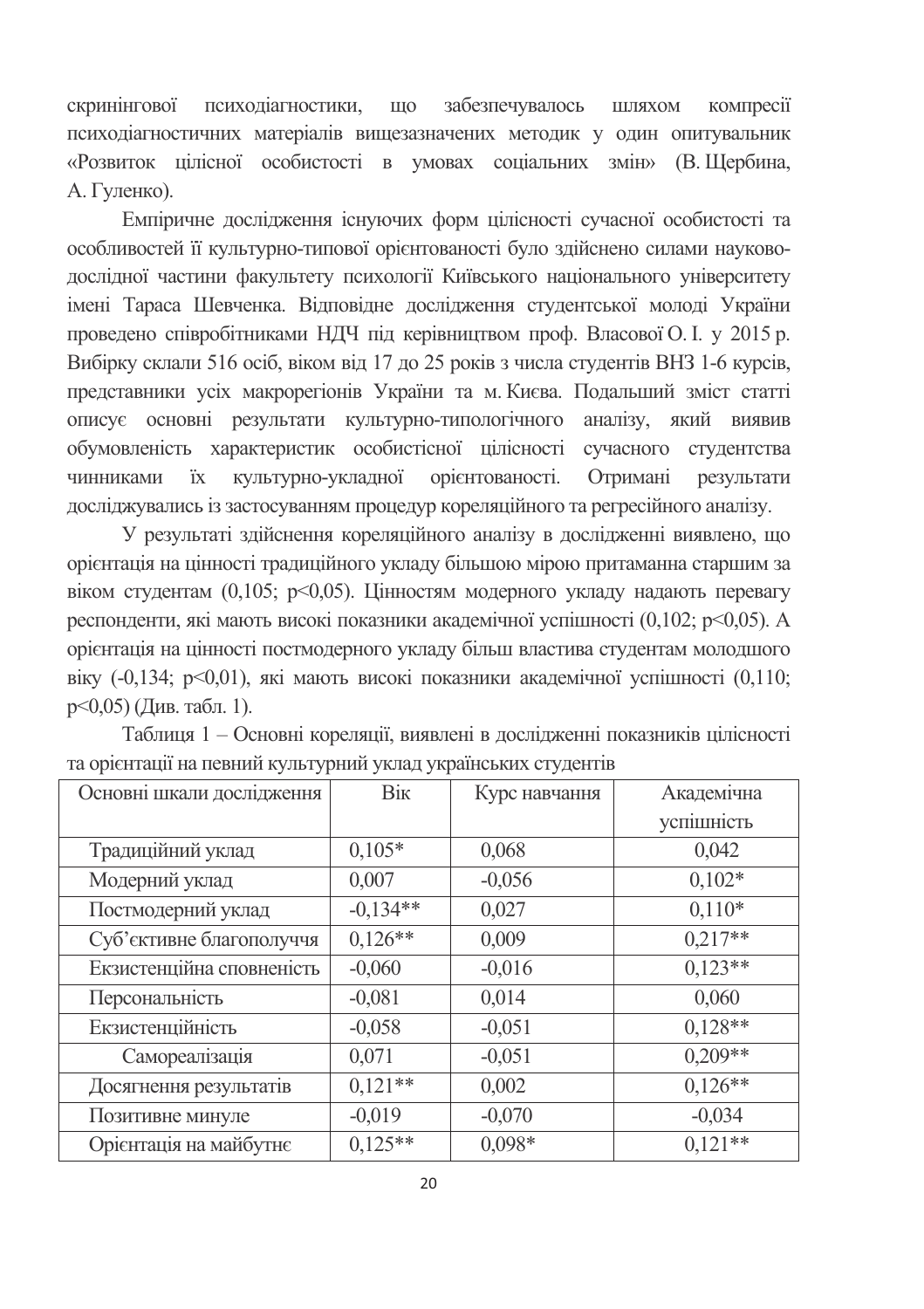скринінгової психодіагностики, що забезпечувалось шляхом компресії психодіагностичних матеріалів вищезазначених методик у один опитувальник «Розвиток цілісної особистості в умовах соціальних змін» (В. Щербина, А. Гуленко).

Емпіричне дослідження існуючих форм цілісності сучасної особистості та особливостей її культурно-типової орієнтованості було здійснено силами науково-дослідної частини факультету психології Київського національного університету імені Тараса Шевченка. Відповідне дослідження студентської молоді України проведено співробітниками НДЧ під керівництвом проф. Власової О. І. у 2015 р. Вибірку склали 516 осіб, віком від 17 до 25 років з числа студентів ВНЗ 1-6 курсів, представники усіх макрорегіонів України та м. Києва. Подальший зміст статті описує основні результати культурно-типологічного аналізу, який виявив обумовленість характеристик особистісної цілісності сучасного студентства чинниками їх культурно-укладної орієнтованості. Отримані результати досліджувались із застосуванням процедур кореляційного та регресійного аналізу.

У результаті здійснення кореляційного аналізу в дослідженні виявлено, що орієнтація на цінності традиційного укладу більшою мірою притаманна старшим за віком студентам (0,105; $p<0,05$). Цінностям модерного укладу надають перевагу респонденти, які мають високі показники академічної успішності (0,102; $p<0,05$). А орієнтація на цінності постмодерного укладу більш властива студентам молодшого віку (-0,134; $p<0,01$), які мають високі показники академічної успішності (0,110; $p<0,05$) (Див. табл. 1).

Таблиця 1 – Основні кореляції, виявлені в дослідженні показників цілісності та орієнтації на певний культурний уклад українських студентів

| Основні шкали дослідження | Вік | Курс навчання | Академічна успішність |
|---|---|---|---|
| Традиційний уклад | 0,105* | 0,068 | 0,042 |
| Модерний уклад | 0,007 | -0,056 | 0,102* |
| Постмодерний уклад | -0,134** | 0,027 | 0,110* |
| Суб'єктивне благополуччя | 0,126** | 0,009 | 0,217** |
| Екзистенційна сповненість | -0,060 | -0,016 | 0,123** |
| Персональність | -0,081 | 0,014 | 0,060 |
| Екзистенційність | -0,058 | -0,051 | 0,128** |
| Самореалізація | 0,071 | -0,051 | 0,209** |
| Досягнення результатів | 0,121** | 0,002 | 0,126** |
| Позитивне минуле | -0,019 | -0,070 | -0,034 |
| Орієнтація на майбутнє | 0,125** | 0,098* | 0,121** |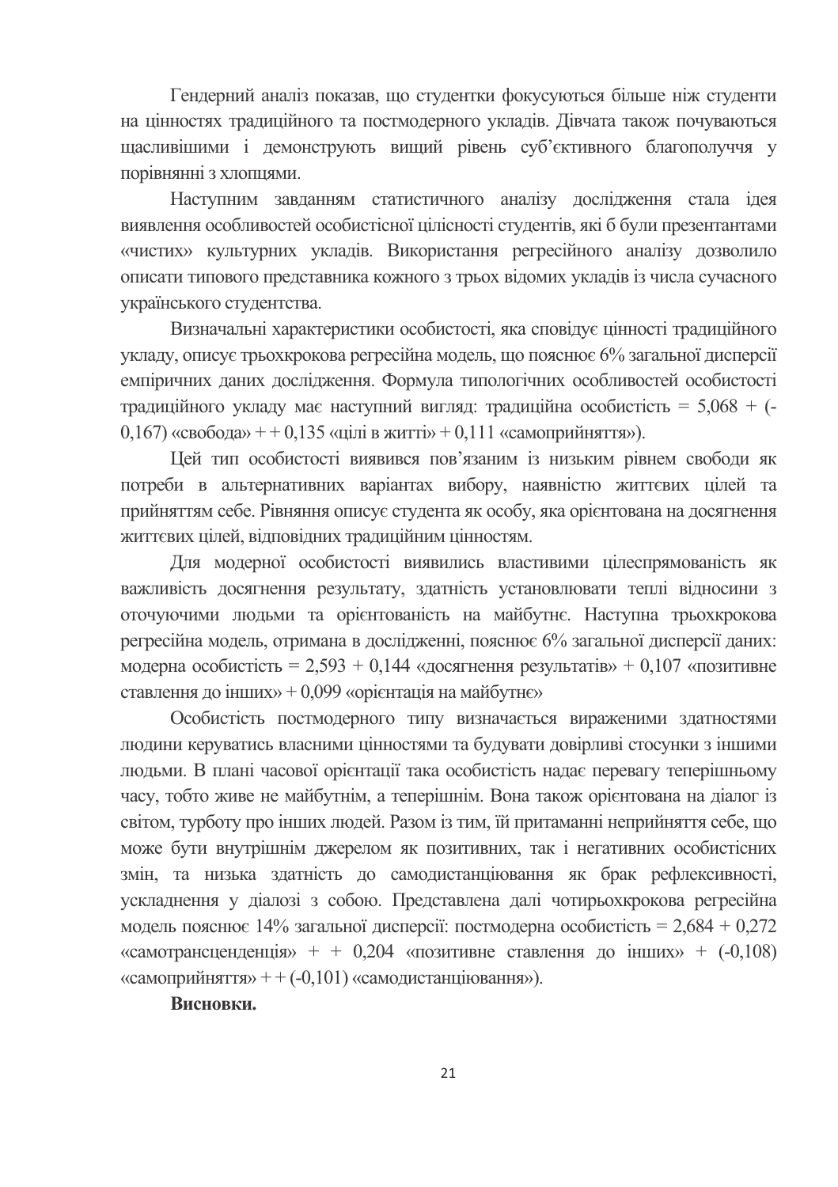Гендерний аналіз показав, що студентки фокусуються більше ніж студенти на цінностях традиційного та постмодерного укладів. Дівчата також почуваються щасливішими і демонструють вищий рівень суб'єктивного благополуччя у порівнянні з хлопцями.

Наступним завданням статистичного аналізу дослідження стала ідея виявлення особливостей особистісної цілісності студентів, які б були презентантами «чистих» культурних укладів. Використання регресійного аналізу дозволило описати типового представника кожного з трьох відомих укладів із числа сучасного українського студентства.

Визначальні характеристики особистості, яка сповідує цінності традиційного укладу, описує трьохкрокова регресійна модель, що пояснює 6% загальної дисперсії емпіричних даних дослідження. Формула типологічних особливостей особистості традиційного укладу має наступний вигляд: традиційна особистість = 5,068 + (-0,167) «свобода» + + 0,135 «цілі в житті» + 0,111 «самоприйняття»).

Цей тип особистості виявився пов'язаним із низьким рівнем свободи як потреби в альтернативних варіантах вибору, наявністю життєвих цілей та прийняттям себе. Рівняння описує студента як особу, яка орієнтована на досягнення життєвих цілей, відповідних традиційним цінностям.

Для модерної особистості виявились властивими цілеспрямованість як важливість досягнення результату, здатність установлювати теплі відносини з оточуючими людьми та орієнтованість на майбутнє. Наступна трьохкрокова регресійна модель, отримана в дослідженні, пояснює 6% загальної дисперсії даних: модерна особистість = 2,593 + 0,144 «досягнення результатів» + 0,107 «позитивне ставлення до інших» + 0,099 «орієнтація на майбутнє»

Особистість постмодерного типу визначається вираженими здатностями людини керуватись власними цінностями та будувати довірливі стосунки з іншими людьми. В плані часової орієнтації така особистість надає перевагу теперішньому часу, тобто живе не майбутнім, а теперішнім. Вона також орієнтована на діалог із світом, турботу про інших людей. Разом із тим, їй притаманні неприйняття себе, що може бути внутрішнім джерелом як позитивних, так і негативних особистісних змін, та низька здатність до самодистанціювання як брак рефлексивності, ускладнення у діалозі з собою. Представлена далі чотирьохкрокова регресійна модель пояснює 14% загальної дисперсії: постмодерна особистість = 2,684 + 0,272 «самотрансценденція» + + 0,204 «позитивне ставлення до інших» + (-0,108) «самоприйняття» + + (-0,101) «самодистанціювання»).

**Висновки.**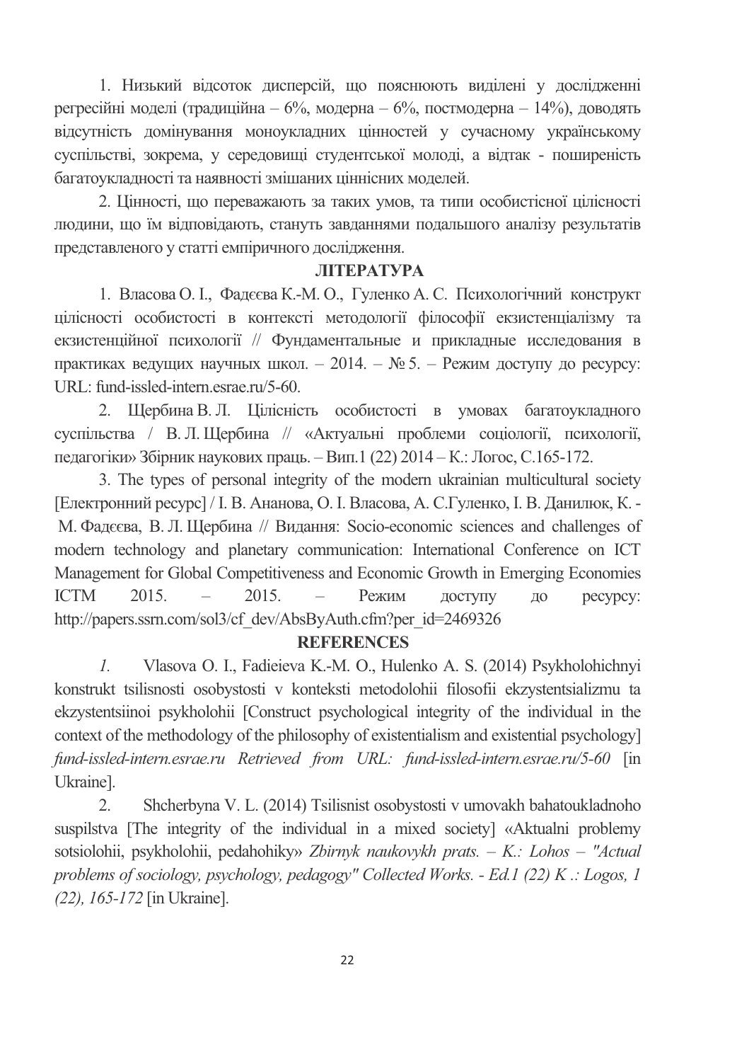1. Низький відсоток дисперсій, що пояснюють виділені у дослідженні регресійні моделі (традиційна – 6%, модерна – 6%, постмодерна – 14%), доводять відсутність домінування моноукладних цінностей у сучасному українському суспільстві, зокрема, у середовищі студентської молоді, а відтак - поширеність багатоукладності та наявності змішаних ціннісних моделей.

2. Цінності, що переважають за таких умов, та типи особистісної цілісності людини, що їм відповідають, стануть завданнями подальшого аналізу результатів представленого у статті емпіричного дослідження.

## ЛІТЕРАТУРА

1. Власова О. І., Фадєєва К.-М. О., Гуленко А. С. Психологічний конструкт цілісності особистості в контексті методології філософії екзистенціалізму та екзистенційної психології // Фундаментальные и прикладные исследования в практиках ведущих научных школ. – 2014. – № 5. – Режим доступу до ресурсу: URL: fund-issled-intern.esrae.ru/5-60.

2. Щербина В. Л. Цілісність особистості в умовах багатоукладного суспільства / В. Л. Щербина // «Актуальні проблеми соціології, психології, педагогіки» Збірник наукових праць. – Вип.1 (22) 2014 – К.: Логос, С.165-172.

3. The types of personal integrity of the modern ukrainian multicultural society [Електронний ресурс] / І. В. Ананова, О. І. Власова, А. С.Гуленко, І. В. Данилюк, К. - М. Фадєєва, В. Л. Щербина // Видання: Socio-economic sciences and challenges of modern technology and planetary communication: International Conference on ICT Management for Global Competitiveness and Economic Growth in Emerging Economies ICTM 2015. – 2015. – Режим доступу до ресурсу: http://papers.ssrn.com/sol3/cf_dev/AbsByAuth.cfm?per_id=2469326

## REFERENCES

*1.* Vlasova O. I., Fadieieva K.-M. O., Hulenko A. S. (2014) Psykholohichnyi konstrukt tsilisnosti osobystosti v konteksti metodolohii filosofii ekzystentsializmu ta ekzystentsiinoi psykholohii [Construct psychological integrity of the individual in the context of the methodology of the philosophy of existentialism and existential psychology] *fund-issled-intern.esrae.ru Retrieved from URL: fund-issled-intern.esrae.ru/5-60* [in Ukraine].

2. Shcherbyna V. L. (2014) Tsilisnist osobystosti v umovakh bahatoukladnoho suspilstva [The integrity of the individual in a mixed society] «Aktualni problemy sotsiolohii, psykholohii, pedahohiky» *Zbirnyk naukovykh prats. – K.: Lohos – "Actual problems of sociology, psychology, pedagogy" Collected Works. - Ed.1 (22) K .: Logos, 1 (22), 165-172* [in Ukraine].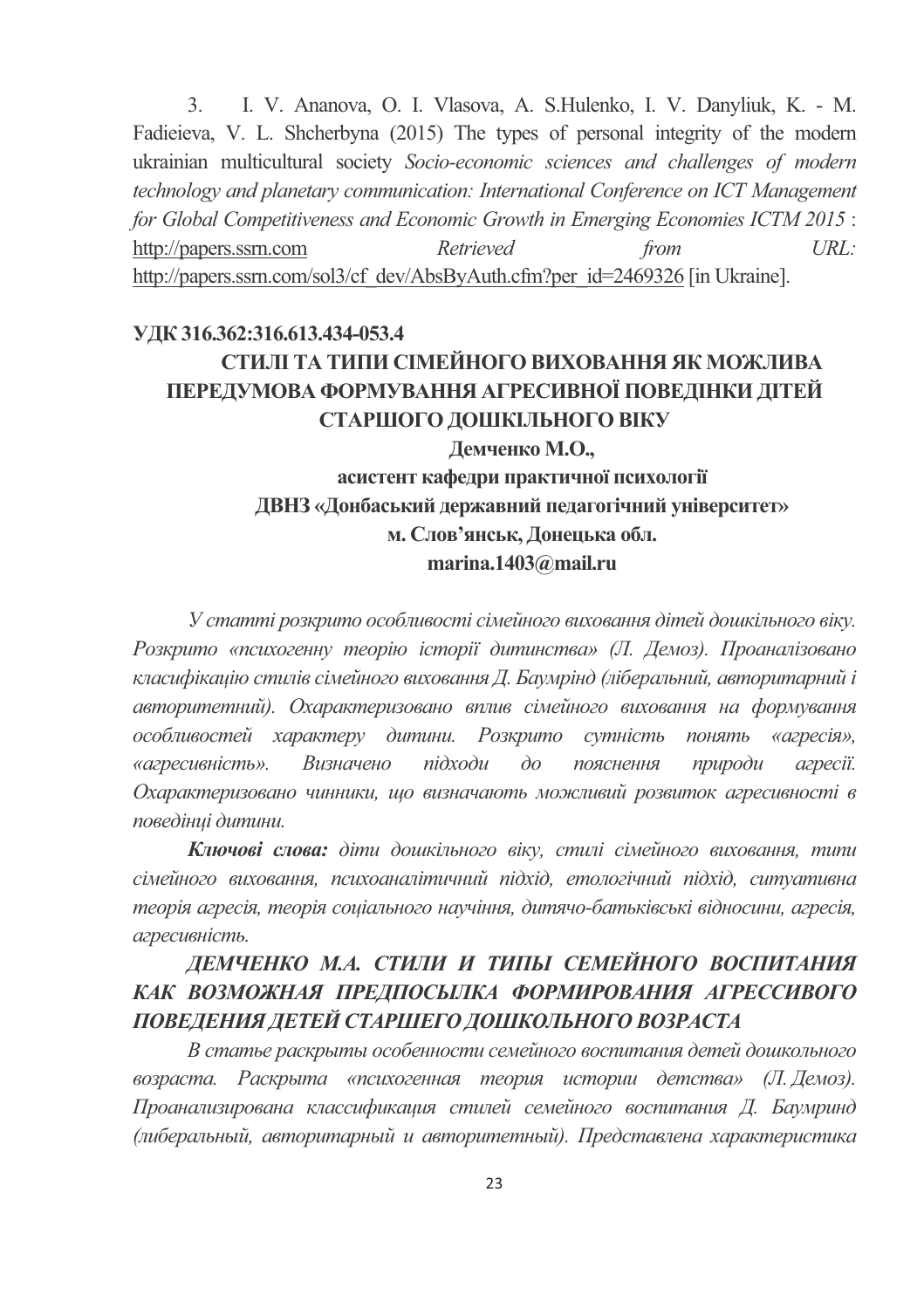3. I. V. Ananova, O. I. Vlasova, A. S.Hulenko, I. V. Danyliuk, K. - M. Fadieieva, V. L. Shcherbyna (2015) The types of personal integrity of the modern ukrainian multicultural society *Socio-economic sciences and challenges of modern technology and planetary communication: International Conference on ICT Management for Global Competitiveness and Economic Growth in Emerging Economies ICTM 2015* : http://papers.ssrn.com *Retrieved from URL:* http://papers.ssrn.com/sol3/cf_dev/AbsByAuth.cfm?per_id=2469326 [in Ukraine].

**УДК 316.362:316.613.434-053.4**

## СТИЛІ ТА ТИПИ СІМЕЙНОГО ВИХОВАННЯ ЯК МОЖЛИВА ПЕРЕДУМОВА ФОРМУВАННЯ АГРЕСИВНОЇ ПОВЕДІНКИ ДІТЕЙ СТАРШОГО ДОШКІЛЬНОГО ВІКУ

**Демченко М.О.,**
**асистент кафедри практичної психології**
**ДВНЗ «Донбаський державний педагогічний університет»**
**м. Слов'янськ, Донецька обл.**
**marina.1403@mail.ru**

*У статті розкрито особливості сімейного виховання дітей дошкільного віку. Розкрито «психогенну теорію історії дитинства» (Л. Демоз). Проаналізовано класифікацію стилів сімейного виховання Д. Баумрінд (ліберальний, авторитарний і авторитетний). Охарактеризовано вплив сімейного виховання на формування особливостей характеру дитини. Розкрито сутність понять «агресія», «агресивність». Визначено підходи до пояснення природи агресії. Охарактеризовано чинники, що визначають можливий розвиток агресивності в поведінці дитини.*

***Ключові слова:*** *діти дошкільного віку, стилі сімейного виховання, типи сімейного виховання, психоаналітичний підхід, етологічний підхід, ситуативна теорія агресія, теорія соціального научіння, дитячо-батьківські відносини, агресія, агресивність.*

***ДЕМЧЕНКО М.А. СТИЛИ И ТИПЫ СЕМЕЙНОГО ВОСПИТАНИЯ КАК ВОЗМОЖНАЯ ПРЕДПОСЫЛКА ФОРМИРОВАНИЯ АГРЕССИВОГО ПОВЕДЕНИЯ ДЕТЕЙ СТАРШЕГО ДОШКОЛЬНОГО ВОЗРАСТА***

*В статье раскрыты особенности семейного воспитания детей дошкольного возраста. Раскрыта «психогенная теория истории детства» (Л. Демоз). Проанализирована классификация стилей семейного воспитания Д. Баумринд (либеральный, авторитарный и авторитетный). Представлена характеристика*